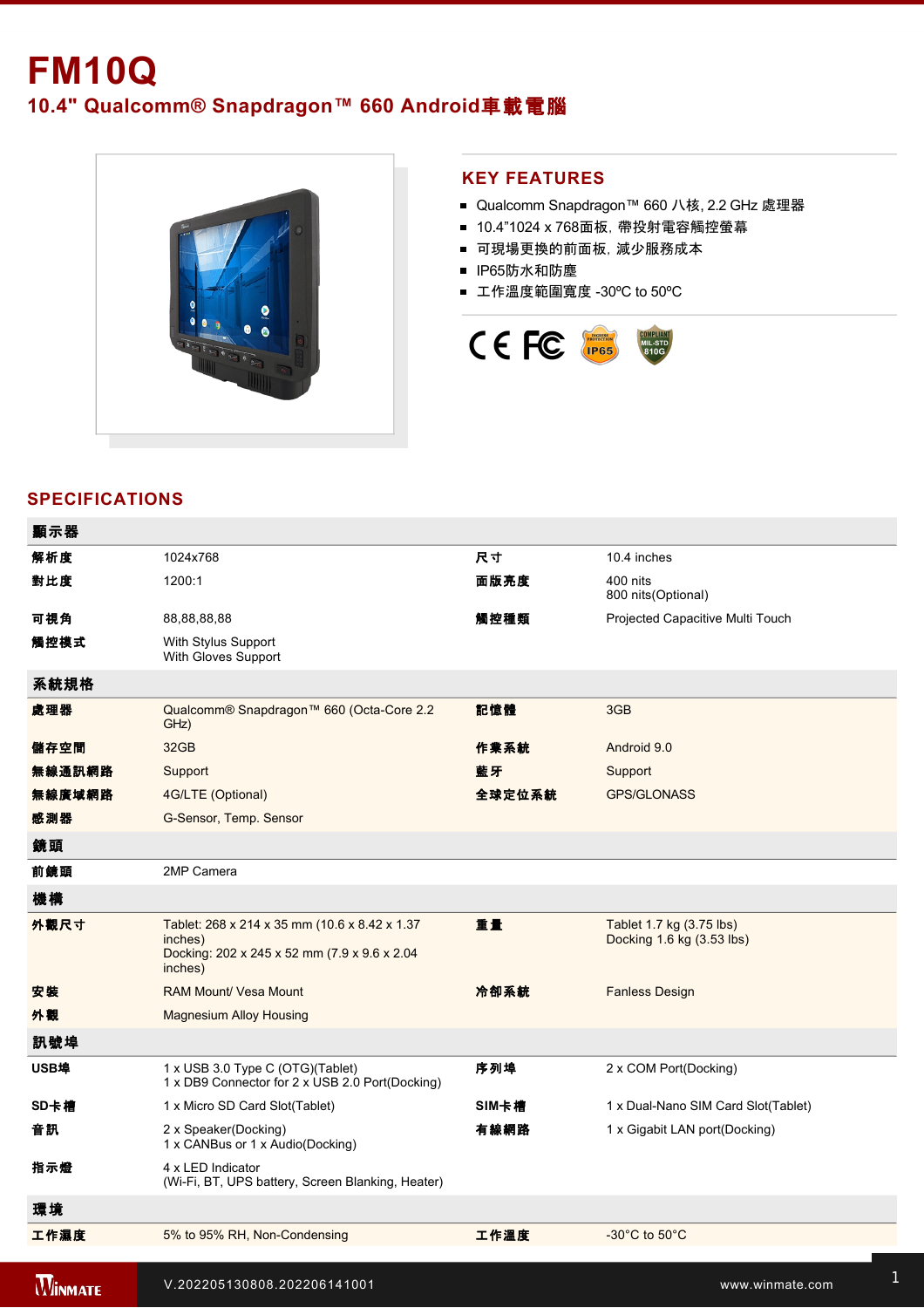# FM10Q

## 10.4" Qualcomm® Snapdragon™ 660 Android車載電腦

## KEY FEATURES

- Qualcomm Snapdragon™ 660 八核, 2.2 GHz 處理器
- 10.4"1024 x 768面板, 帶投射電容觸控螢幕
- 可現場更換的前面板, 減少服務成本
- IP65防水和防塵
- 工作溫度範圍寬度 -30ºC to 50ºC

## SPECIFICATIONS

| 顯示器 | | | |
|---|---|---|---|
| 解析度 | 1024x768 | 尺寸 | 10.4 inches |
| 對比度 | 1200:1 | 面版亮度 | 400 nits<br>800 nits(Optional) |
| 可視角 | 88,88,88,88 | 觸控種類 | Projected Capacitive Multi Touch |
| 觸控模式 | With Stylus Support<br>With Gloves Support | | |
| **系統規格** | | | |
| 處理器 | Qualcomm® Snapdragon™ 660 (Octa-Core 2.2 GHz) | 記憶體 | 3GB |
| 儲存空間 | 32GB | 作業系統 | Android 9.0 |
| 無線通訊網路 | Support | 藍牙 | Support |
| 無線廣域網路 | 4G/LTE (Optional) | 全球定位系統 | GPS/GLONASS |
| 感測器 | G-Sensor, Temp. Sensor | | |
| **鏡頭** | | | |
| 前鏡頭 | 2MP Camera | | |
| **機構** | | | |
| 外觀尺寸 | Tablet: 268 x 214 x 35 mm (10.6 x 8.42 x 1.37 inches)<br>Docking: 202 x 245 x 52 mm (7.9 x 9.6 x 2.04 inches) | 重量 | Tablet 1.7 kg (3.75 lbs)<br>Docking 1.6 kg (3.53 lbs) |
| 安裝 | RAM Mount/ Vesa Mount | 冷卻系統 | Fanless Design |
| 外觀 | Magnesium Alloy Housing | | |
| **訊號埠** | | | |
| USB埠 | 1 x USB 3.0 Type C (OTG)(Tablet)<br>1 x DB9 Connector for 2 x USB 2.0 Port(Docking) | 序列埠 | 2 x COM Port(Docking) |
| SD卡槽 | 1 x Micro SD Card Slot(Tablet) | SIM卡槽 | 1 x Dual-Nano SIM Card Slot(Tablet) |
| 音訊 | 2 x Speaker(Docking)<br>1 x CANBus or 1 x Audio(Docking) | 有線網路 | 1 x Gigabit LAN port(Docking) |
| 指示燈 | 4 x LED Indicator<br>(Wi-Fi, BT, UPS battery, Screen Blanking, Heater) | | |
| **環境** | | | |
| 工作濕度 | 5% to 95% RH, Non-Condensing | 工作溫度 | -30°C to 50°C |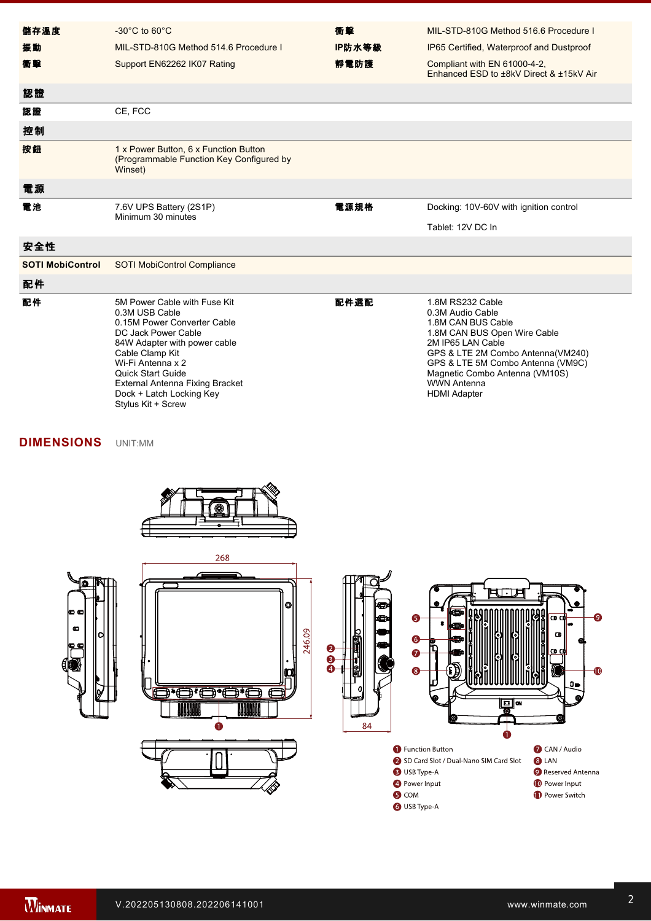| | | | |
|---|---|---|---|
| 儲存溫度 | -30°C to 60°C | 衝擊 | MIL-STD-810G Method 516.6 Procedure I |
| 振動 | MIL-STD-810G Method 514.6 Procedure I | IP防水等級 | IP65 Certified, Waterproof and Dustproof |
| 衝擊 | Support EN62262 IK07 Rating | 靜電防護 | Compliant with EN 61000-4-2,<br>Enhanced ESD to ±8kV Direct & ±15kV Air |

## 認證

| | |
|---|---|
| 認證 | CE, FCC |

## 控制

| | |
|---|---|
| 按鈕 | 1 x Power Button, 6 x Function Button<br>(Programmable Function Key Configured by Winset) |

## 電源

| | | | |
|---|---|---|---|
| 電池 | 7.6V UPS Battery (2S1P)<br>Minimum 30 minutes | 電源規格 | Docking: 10V-60V with ignition control<br><br>Tablet: 12V DC In |

## 安全性

| | |
|---|---|
| SOTI MobiControl | SOTI MobiControl Compliance |

## 配件

| | | | |
|---|---|---|---|
| 配件 | 5M Power Cable with Fuse Kit<br>0.3M USB Cable<br>0.15M Power Converter Cable<br>DC Jack Power Cable<br>84W Adapter with power cable<br>Cable Clamp Kit<br>Wi-Fi Antenna x 2<br>Quick Start Guide<br>External Antenna Fixing Bracket<br>Dock + Latch Locking Key<br>Stylus Kit + Screw | 配件選配 | 1.8M RS232 Cable<br>0.3M Audio Cable<br>1.8M CAN BUS Cable<br>1.8M CAN BUS Open Wire Cable<br>2M IP65 LAN Cable<br>GPS & LTE 2M Combo Antenna(VM240)<br>GPS & LTE 5M Combo Antenna (VM9C)<br>Magnetic Combo Antenna (VM10S)<br>WWN Antenna<br>HDMI Adapter |

## DIMENSIONS

UNIT:MM

268

246.09

84

1. Function Button
2. SD Card Slot / Dual-Nano SIM Card Slot
3. USB Type-A
4. Power Input
5. COM
6. USB Type-A
7. CAN / Audio
8. LAN
9. Reserved Antenna
10. Power Input
11. Power Switch

V.202205130808.202206141001

www.winmate.com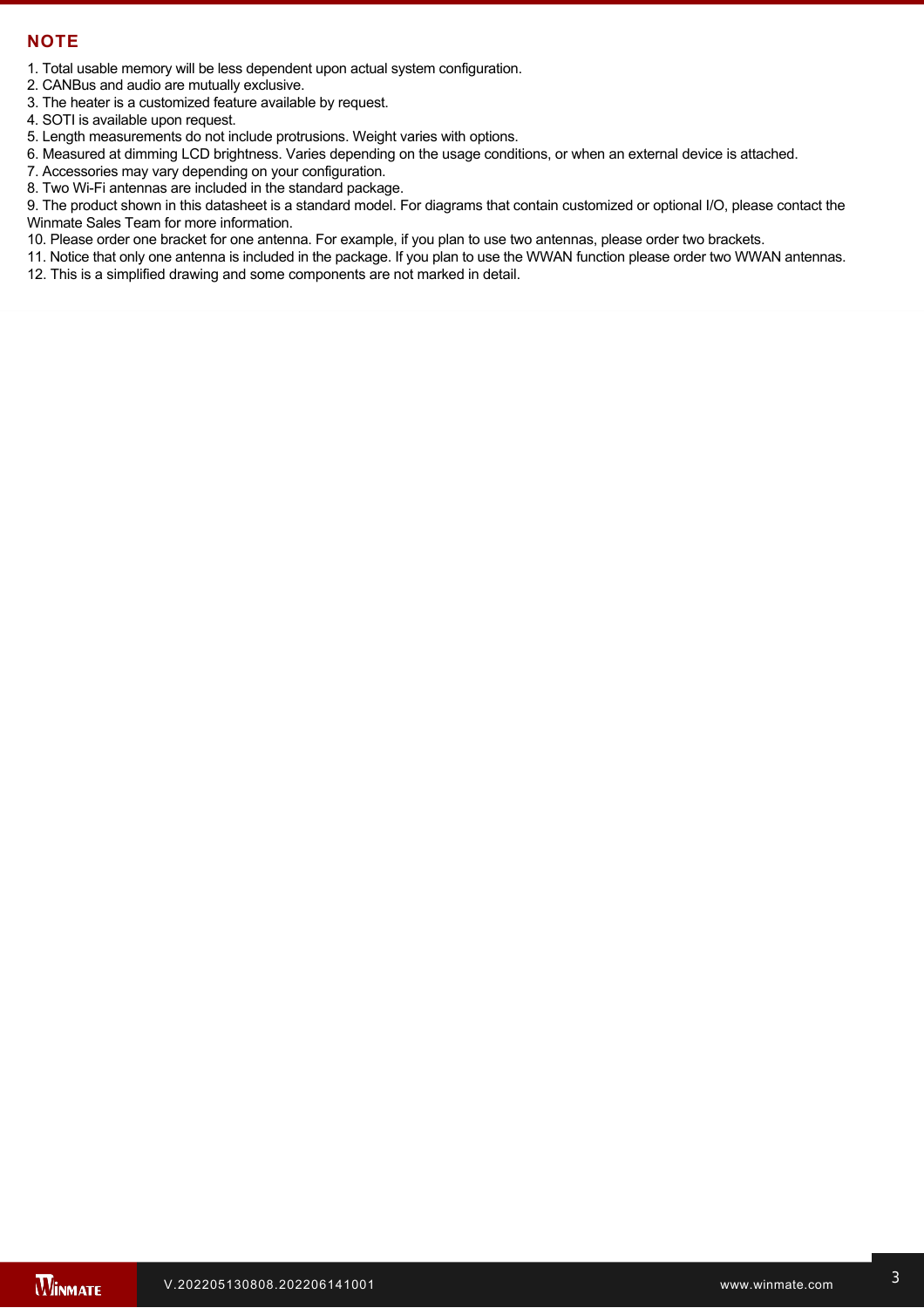## NOTE

1. Total usable memory will be less dependent upon actual system configuration.
2. CANBus and audio are mutually exclusive.
3. The heater is a customized feature available by request.
4. SOTI is available upon request.
5. Length measurements do not include protrusions. Weight varies with options.
6. Measured at dimming LCD brightness. Varies depending on the usage conditions, or when an external device is attached.
7. Accessories may vary depending on your configuration.
8. Two Wi-Fi antennas are included in the standard package.
9. The product shown in this datasheet is a standard model. For diagrams that contain customized or optional I/O, please contact the Winmate Sales Team for more information.
10. Please order one bracket for one antenna. For example, if you plan to use two antennas, please order two brackets.
11. Notice that only one antenna is included in the package. If you plan to use the WWAN function please order two WWAN antennas.
12. This is a simplified drawing and some components are not marked in detail.